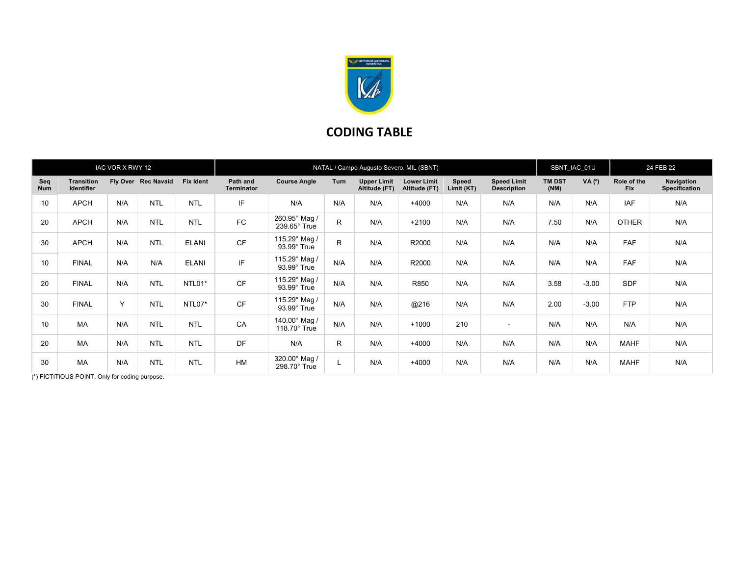# CODING TABLE

| IAC VOR X RWY 12 | | | | NATAL / Campo Augusto Severo, MIL (SBNT) | | | | | | | SBNT_IAC_01U | | 24 FEB 22 | |
|---|---|---|---|---|---|---|---|---|---|---|---|---|---|---|
| Seq Num | Transition Identifier | Fly Over | Rec Navaid | Fix Ident | Path and Terminator | Course Angle | Turn | Upper Limit Altitude (FT) | Lower Limit Altitude (FT) | Speed Limit (KT) | Speed Limit Description | TM DST (NM) | VA (º) | Role of the Fix | Navigation Specification |
| 10 | APCH | N/A | NTL | NTL | IF | N/A | N/A | N/A | +4000 | N/A | N/A | N/A | N/A | IAF | N/A |
| 20 | APCH | N/A | NTL | NTL | FC | 260.95° Mag / 239.65° True | R | N/A | +2100 | N/A | N/A | 7.50 | N/A | OTHER | N/A |
| 30 | APCH | N/A | NTL | ELANI | CF | 115.29° Mag / 93.99° True | R | N/A | R2000 | N/A | N/A | N/A | N/A | FAF | N/A |
| 10 | FINAL | N/A | N/A | ELANI | IF | 115.29° Mag / 93.99° True | N/A | N/A | R2000 | N/A | N/A | N/A | N/A | FAF | N/A |
| 20 | FINAL | N/A | NTL | NTL01* | CF | 115.29° Mag / 93.99° True | N/A | N/A | R850 | N/A | N/A | 3.58 | -3.00 | SDF | N/A |
| 30 | FINAL | Y | NTL | NTL07* | CF | 115.29° Mag / 93.99° True | N/A | N/A | @216 | N/A | N/A | 2.00 | -3.00 | FTP | N/A |
| 10 | MA | N/A | NTL | NTL | CA | 140.00° Mag / 118.70° True | N/A | N/A | +1000 | 210 | - | N/A | N/A | N/A | N/A |
| 20 | MA | N/A | NTL | NTL | DF | N/A | R | N/A | +4000 | N/A | N/A | N/A | N/A | MAHF | N/A |
| 30 | MA | N/A | NTL | NTL | HM | 320.00° Mag / 298.70° True | L | N/A | +4000 | N/A | N/A | N/A | N/A | MAHF | N/A |

(*) FICTITIOUS POINT. Only for coding purpose.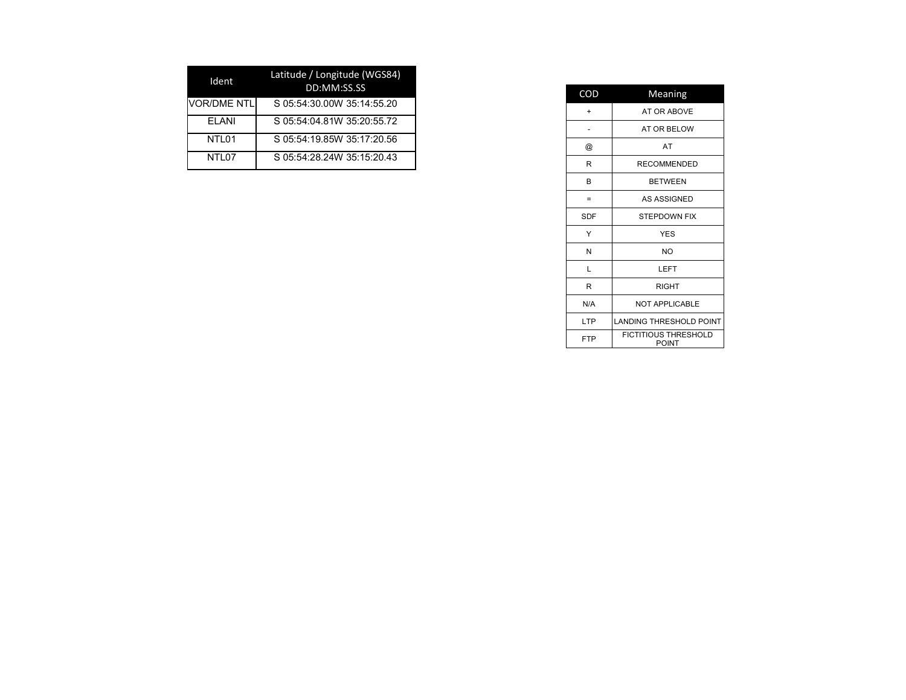| Ident | Latitude / Longitude (WGS84) DD:MM:SS.SS |
|---|---|
| VOR/DME NTL | S 05:54:30.00W 35:14:55.20 |
| ELANI | S 05:54:04.81W 35:20:55.72 |
| NTL01 | S 05:54:19.85W 35:17:20.56 |
| NTL07 | S 05:54:28.24W 35:15:20.43 |

| COD | Meaning |
|---|---|
| + | AT OR ABOVE |
| - | AT OR BELOW |
| @ | AT |
| R | RECOMMENDED |
| B | BETWEEN |
| = | AS ASSIGNED |
| SDF | STEPDOWN FIX |
| Y | YES |
| N | NO |
| L | LEFT |
| R | RIGHT |
| N/A | NOT APPLICABLE |
| LTP | LANDING THRESHOLD POINT |
| FTP | FICTITIOUS THRESHOLD POINT |